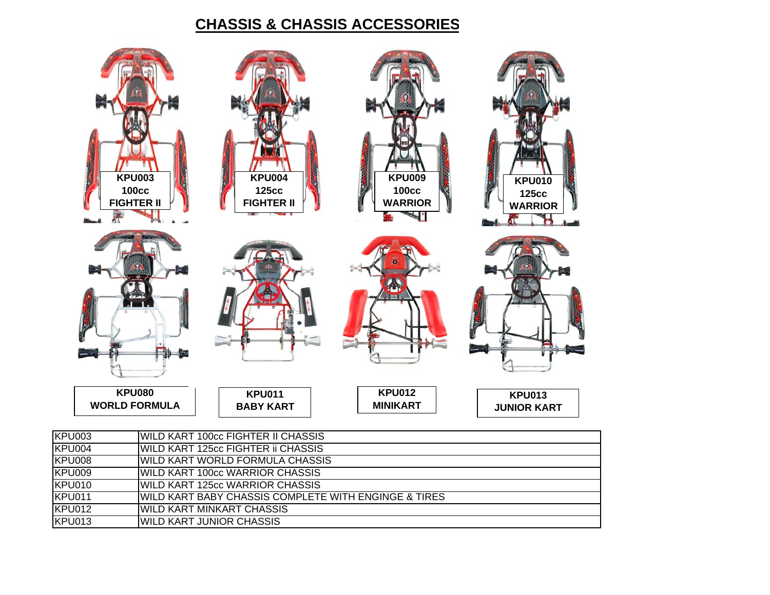# CHASSIS & CHASSIS ACCESSORIES

**KPU003**
**100cc**
**FIGHTER II**

**KPU004**
**125cc**
**FIGHTER II**

**KPU009**
**100cc**
**WARRIOR**

**KPU010**
**125cc**
**WARRIOR**

**KPU080**
**WORLD FORMULA**

**KPU011**
**BABY KART**

**KPU012**
**MINIKART**

**KPU013**
**JUNIOR KART**

| | |
|---|---|
| KPU003 | WILD KART 100cc FIGHTER II CHASSIS |
| KPU004 | WILD KART 125cc FIGHTER ii CHASSIS |
| KPU008 | WILD KART WORLD FORMULA CHASSIS |
| KPU009 | WILD KART 100cc WARRIOR CHASSIS |
| KPU010 | WILD KART 125cc WARRIOR CHASSIS |
| KPU011 | WILD KART BABY CHASSIS COMPLETE WITH ENGINGE & TIRES |
| KPU012 | WILD KART MINKART CHASSIS |
| KPU013 | WILD KART JUNIOR CHASSIS |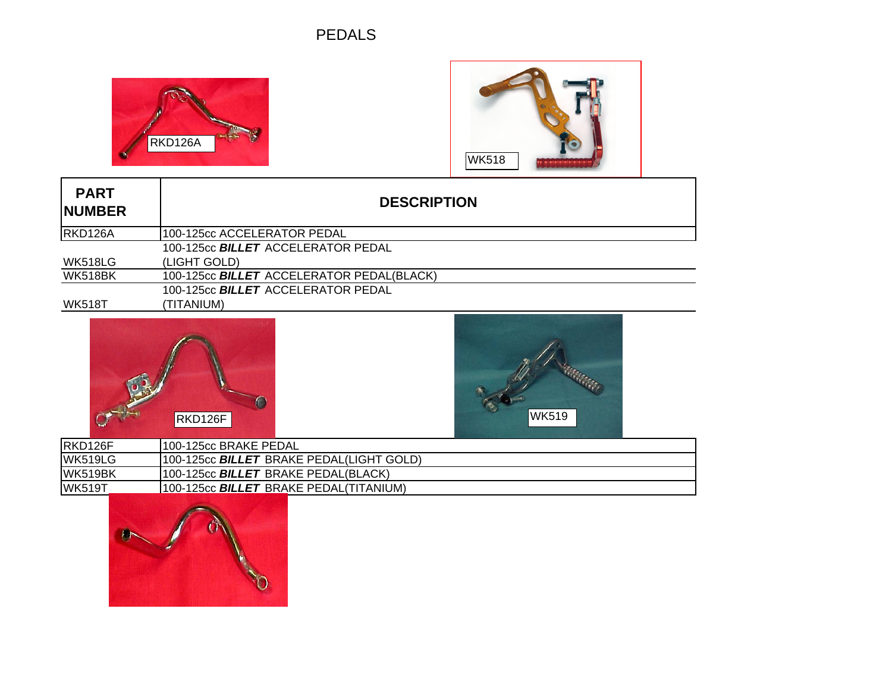# PEDALS

RKD126A

WK518

| PART NUMBER | DESCRIPTION |
|---|---|
| RKD126A | 100-125cc ACCELERATOR PEDAL |
| WK518LG | 100-125cc ***BILLET*** ACCELERATOR PEDAL (LIGHT GOLD) |
| WK518BK | 100-125cc ***BILLET*** ACCELERATOR PEDAL(BLACK) |
| WK518T | 100-125cc ***BILLET*** ACCELERATOR PEDAL (TITANIUM) |

RKD126F

WK519

| PART NUMBER | DESCRIPTION |
|---|---|
| RKD126F | 100-125cc BRAKE PEDAL |
| WK519LG | 100-125cc ***BILLET*** BRAKE PEDAL(LIGHT GOLD) |
| WK519BK | 100-125cc ***BILLET*** BRAKE PEDAL(BLACK) |
| WK519T | 100-125cc ***BILLET*** BRAKE PEDAL(TITANIUM) |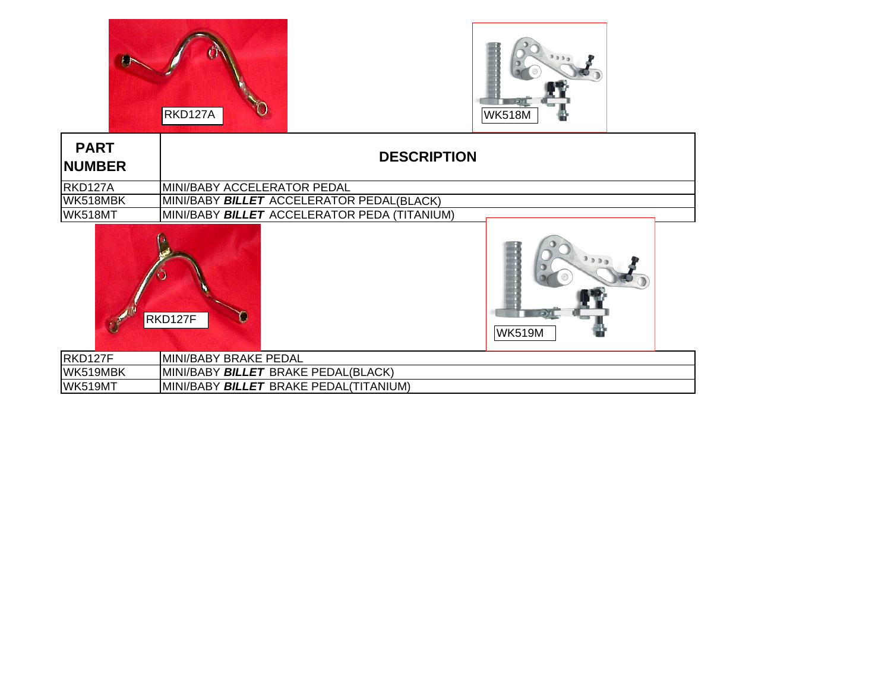RKD127A

WK518M

| PART NUMBER | DESCRIPTION |
|---|---|
| RKD127A | MINI/BABY ACCELERATOR PEDAL |
| WK518MBK | MINI/BABY ***BILLET*** ACCELERATOR PEDAL(BLACK) |
| WK518MT | MINI/BABY ***BILLET*** ACCELERATOR PEDA (TITANIUM) |

RKD127F

WK519M

| PART NUMBER | DESCRIPTION |
|---|---|
| RKD127F | MINI/BABY BRAKE PEDAL |
| WK519MBK | MINI/BABY ***BILLET*** BRAKE PEDAL(BLACK) |
| WK519MT | MINI/BABY ***BILLET*** BRAKE PEDAL(TITANIUM) |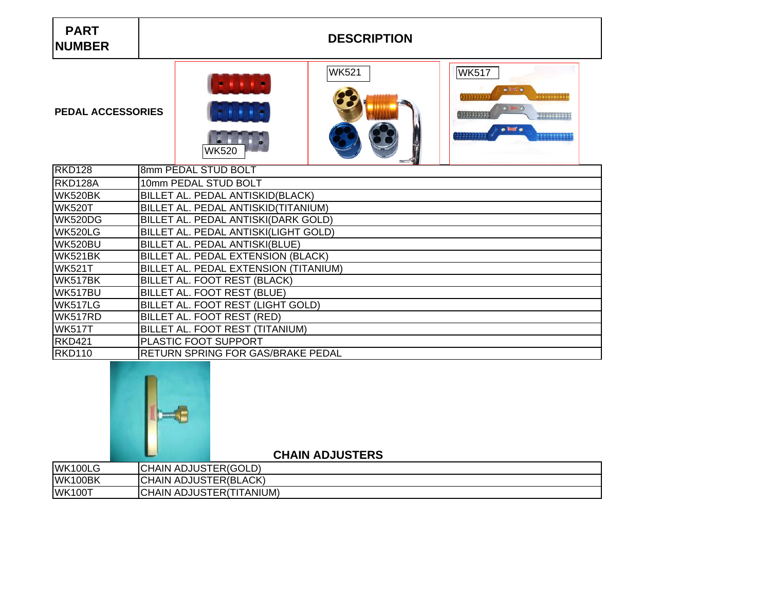| PART NUMBER | DESCRIPTION |
|---|---|
| PEDAL ACCESSORIES | WK520 WK521 WK517 |
| RKD128 | 8mm PEDAL STUD BOLT |
| RKD128A | 10mm PEDAL STUD BOLT |
| WK520BK | BILLET AL. PEDAL ANTISKID(BLACK) |
| WK520T | BILLET AL. PEDAL ANTISKID(TITANIUM) |
| WK520DG | BILLET AL. PEDAL ANTISKI(DARK GOLD) |
| WK520LG | BILLET AL. PEDAL ANTISKI(LIGHT GOLD) |
| WK520BU | BILLET AL. PEDAL ANTISKI(BLUE) |
| WK521BK | BILLET AL. PEDAL EXTENSION (BLACK) |
| WK521T | BILLET AL. PEDAL EXTENSION (TITANIUM) |
| WK517BK | BILLET AL. FOOT REST (BLACK) |
| WK517BU | BILLET AL. FOOT REST (BLUE) |
| WK517LG | BILLET AL. FOOT REST (LIGHT GOLD) |
| WK517RD | BILLET AL. FOOT REST (RED) |
| WK517T | BILLET AL. FOOT REST (TITANIUM) |
| RKD421 | PLASTIC FOOT SUPPORT |
| RKD110 | RETURN SPRING FOR GAS/BRAKE PEDAL |

**CHAIN ADJUSTERS**

| | |
|---|---|
| WK100LG | CHAIN ADJUSTER(GOLD) |
| WK100BK | CHAIN ADJUSTER(BLACK) |
| WK100T | CHAIN ADJUSTER(TITANIUM) |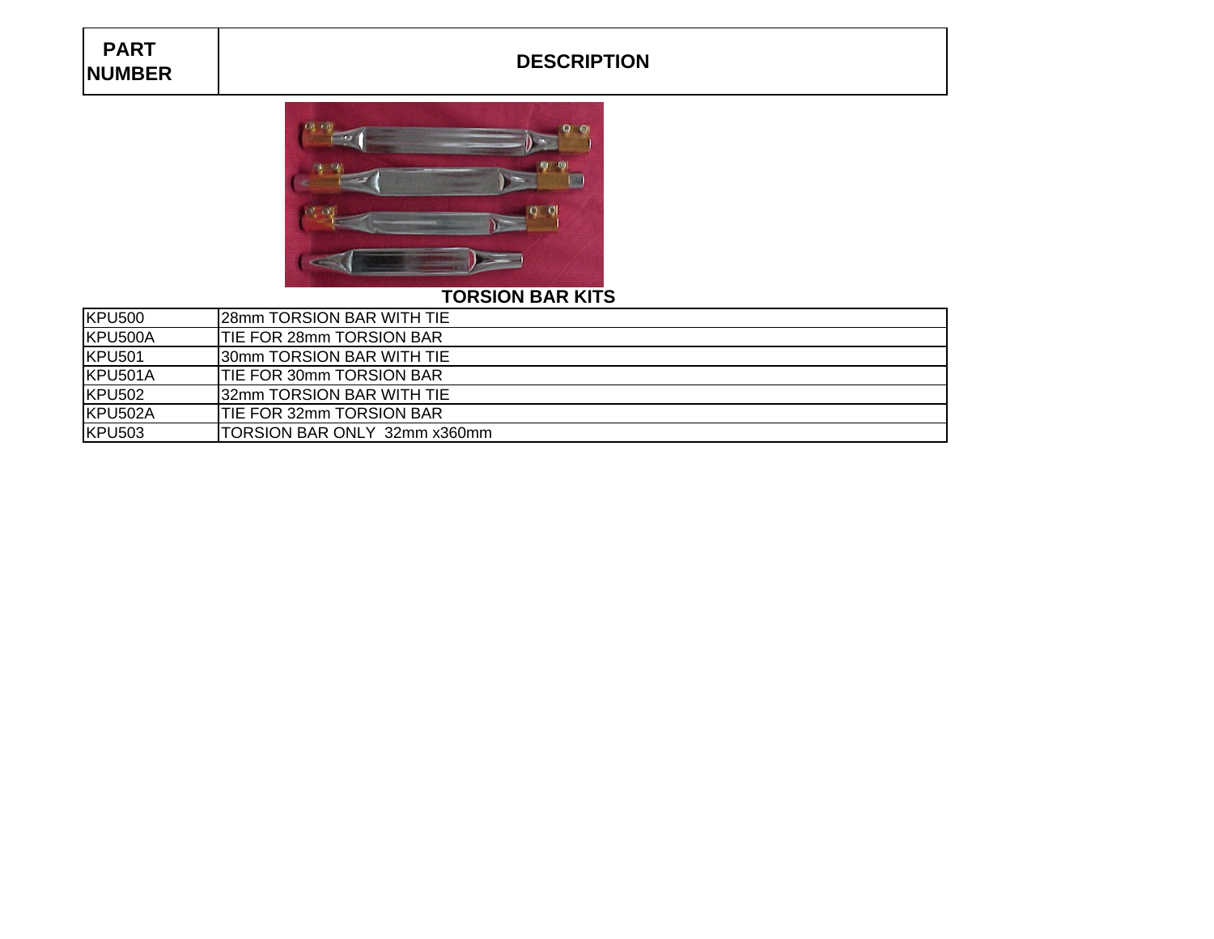| PART NUMBER | DESCRIPTION |
|---|---|

**TORSION BAR KITS**

| | |
|---|---|
| KPU500 | 28mm TORSION BAR WITH TIE |
| KPU500A | TIE FOR 28mm TORSION BAR |
| KPU501 | 30mm TORSION BAR WITH TIE |
| KPU501A | TIE FOR 30mm TORSION BAR |
| KPU502 | 32mm TORSION BAR WITH TIE |
| KPU502A | TIE FOR 32mm TORSION BAR |
| KPU503 | TORSION BAR ONLY 32mm x360mm |